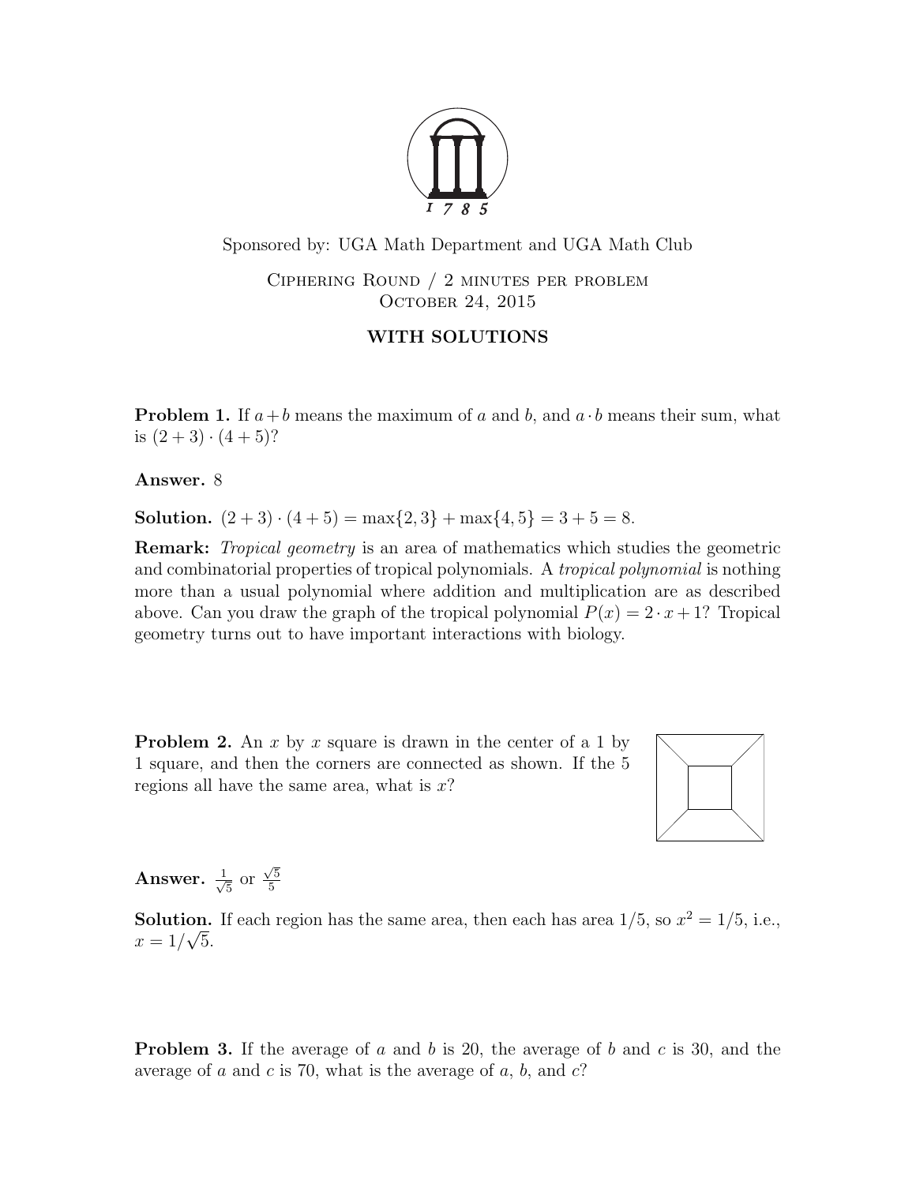Sponsored by: UGA Math Department and UGA Math Club

Ciphering Round / 2 minutes per problem
October 24, 2015

**WITH SOLUTIONS**

**Problem 1.** If $a+b$ means the maximum of $a$ and $b$, and $a \cdot b$ means their sum, what is $(2+3) \cdot (4+5)$?

**Answer.** 8

**Solution.** $(2+3) \cdot (4+5) = \max\{2,3\} + \max\{4,5\} = 3 + 5 = 8$.

**Remark:** *Tropical geometry* is an area of mathematics which studies the geometric and combinatorial properties of tropical polynomials. A *tropical polynomial* is nothing more than a usual polynomial where addition and multiplication are as described above. Can you draw the graph of the tropical polynomial $P(x) = 2 \cdot x + 1$? Tropical geometry turns out to have important interactions with biology.

**Problem 2.** An $x$ by $x$ square is drawn in the center of a 1 by 1 square, and then the corners are connected as shown. If the 5 regions all have the same area, what is $x$?

**Answer.** $\frac{1}{\sqrt{5}}$ or $\frac{\sqrt{5}}{5}$

**Solution.** If each region has the same area, then each has area $1/5$, so $x^2 = 1/5$, i.e., $x = 1/\sqrt{5}$.

**Problem 3.** If the average of $a$ and $b$ is 20, the average of $b$ and $c$ is 30, and the average of $a$ and $c$ is 70, what is the average of $a$, $b$, and $c$?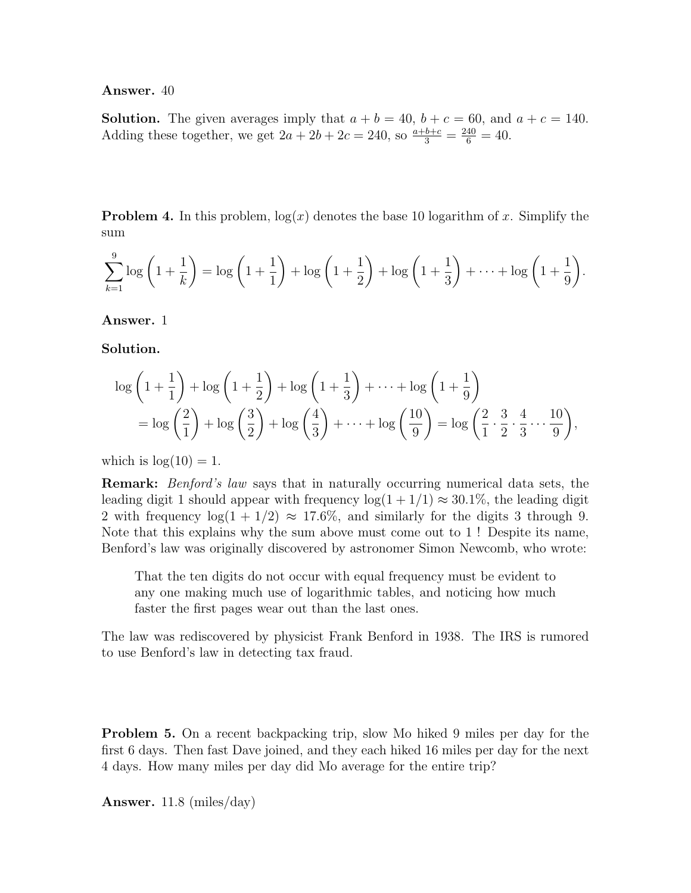**Answer.** 40

**Solution.** The given averages imply that $a + b = 40$, $b + c = 60$, and $a + c = 140$. Adding these together, we get $2a + 2b + 2c = 240$, so $\frac{a+b+c}{3} = \frac{240}{6} = 40$.

**Problem 4.** In this problem, $\log(x)$ denotes the base 10 logarithm of $x$. Simplify the sum

$$\sum_{k=1}^{9} \log\left(1 + \frac{1}{k}\right) = \log\left(1 + \frac{1}{1}\right) + \log\left(1 + \frac{1}{2}\right) + \log\left(1 + \frac{1}{3}\right) + \cdots + \log\left(1 + \frac{1}{9}\right).$$

**Answer.** 1

**Solution.**

$$\begin{aligned}
&\log\left(1 + \frac{1}{1}\right) + \log\left(1 + \frac{1}{2}\right) + \log\left(1 + \frac{1}{3}\right) + \cdots + \log\left(1 + \frac{1}{9}\right) \\
&\quad = \log\left(\frac{2}{1}\right) + \log\left(\frac{3}{2}\right) + \log\left(\frac{4}{3}\right) + \cdots + \log\left(\frac{10}{9}\right) = \log\left(\frac{2}{1} \cdot \frac{3}{2} \cdot \frac{4}{3} \cdots \frac{10}{9}\right),
\end{aligned}$$

which is $\log(10) = 1$.

**Remark:** *Benford's law* says that in naturally occurring numerical data sets, the leading digit 1 should appear with frequency $\log(1 + 1/1) \approx 30.1\%$, the leading digit 2 with frequency $\log(1 + 1/2) \approx 17.6\%$, and similarly for the digits 3 through 9. Note that this explains why the sum above must come out to 1 ! Despite its name, Benford's law was originally discovered by astronomer Simon Newcomb, who wrote:

> That the ten digits do not occur with equal frequency must be evident to any one making much use of logarithmic tables, and noticing how much faster the first pages wear out than the last ones.

The law was rediscovered by physicist Frank Benford in 1938. The IRS is rumored to use Benford's law in detecting tax fraud.

**Problem 5.** On a recent backpacking trip, slow Mo hiked 9 miles per day for the first 6 days. Then fast Dave joined, and they each hiked 16 miles per day for the next 4 days. How many miles per day did Mo average for the entire trip?

**Answer.** 11.8 (miles/day)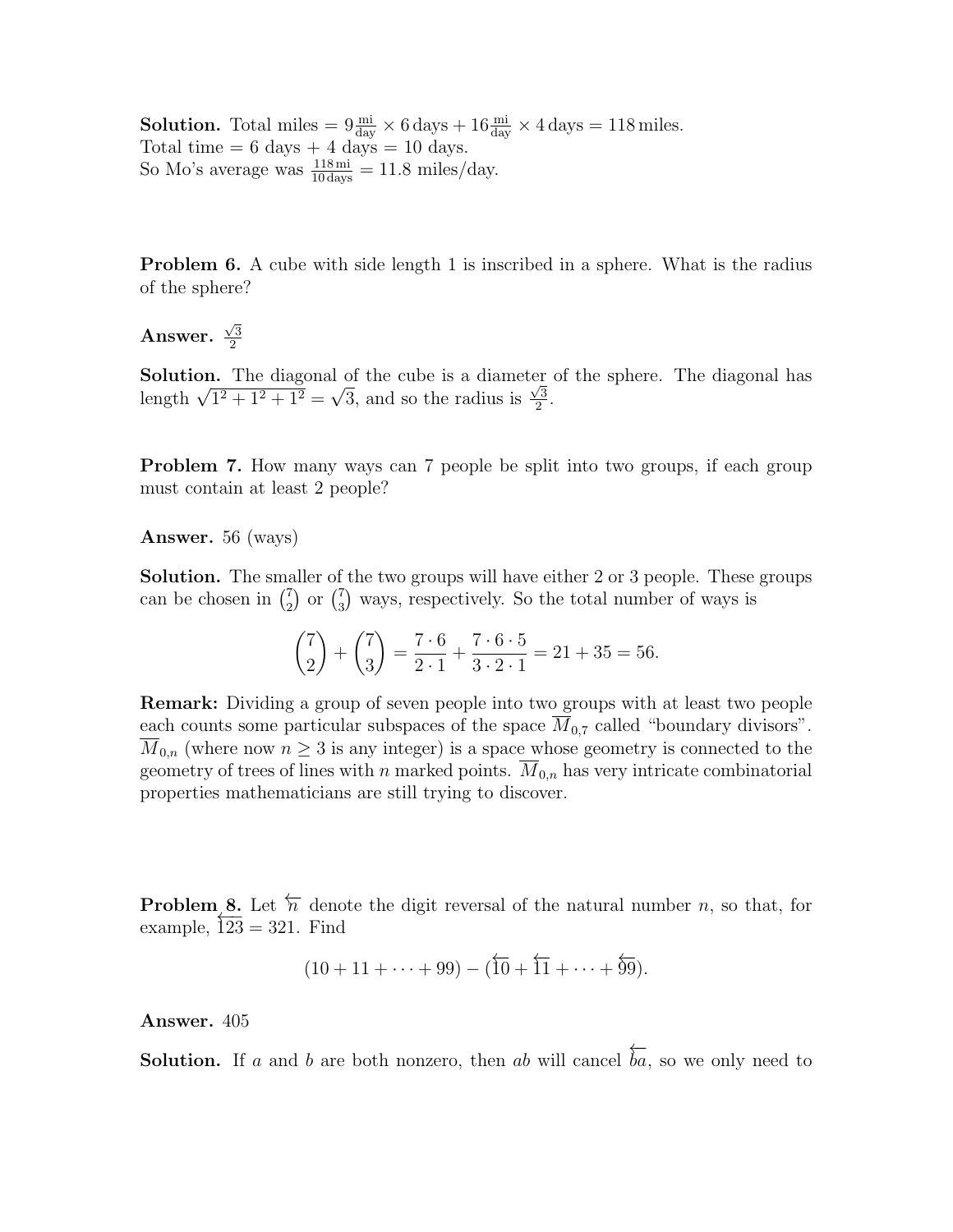**Solution.** Total miles $= 9\frac{\text{mi}}{\text{day}} \times 6\,\text{days} + 16\frac{\text{mi}}{\text{day}} \times 4\,\text{days} = 118\,\text{miles}$.
Total time = 6 days + 4 days = 10 days.
So Mo's average was $\frac{118\,\text{mi}}{10\,\text{days}} = 11.8$ miles/day.

**Problem 6.** A cube with side length 1 is inscribed in a sphere. What is the radius of the sphere?

**Answer.** $\frac{\sqrt{3}}{2}$

**Solution.** The diagonal of the cube is a diameter of the sphere. The diagonal has length $\sqrt{1^2 + 1^2 + 1^2} = \sqrt{3}$, and so the radius is $\frac{\sqrt{3}}{2}$.

**Problem 7.** How many ways can 7 people be split into two groups, if each group must contain at least 2 people?

**Answer.** 56 (ways)

**Solution.** The smaller of the two groups will have either 2 or 3 people. These groups can be chosen in $\binom{7}{2}$ or $\binom{7}{3}$ ways, respectively. So the total number of ways is

$$\binom{7}{2} + \binom{7}{3} = \frac{7 \cdot 6}{2 \cdot 1} + \frac{7 \cdot 6 \cdot 5}{3 \cdot 2 \cdot 1} = 21 + 35 = 56.$$

**Remark:** Dividing a group of seven people into two groups with at least two people each counts some particular subspaces of the space $\overline{M}_{0,7}$ called "boundary divisors". $\overline{M}_{0,n}$ (where now $n \geq 3$ is any integer) is a space whose geometry is connected to the geometry of trees of lines with $n$ marked points. $\overline{M}_{0,n}$ has very intricate combinatorial properties mathematicians are still trying to discover.

**Problem 8.** Let $\overleftarrow{n}$ denote the digit reversal of the natural number $n$, so that, for example, $\overleftarrow{123} = 321$. Find

$$(10 + 11 + \cdots + 99) - (\overleftarrow{10} + \overleftarrow{11} + \cdots + \overleftarrow{99}).$$

**Answer.** 405

**Solution.** If $a$ and $b$ are both nonzero, then $ab$ will cancel $\overleftarrow{ba}$, so we only need to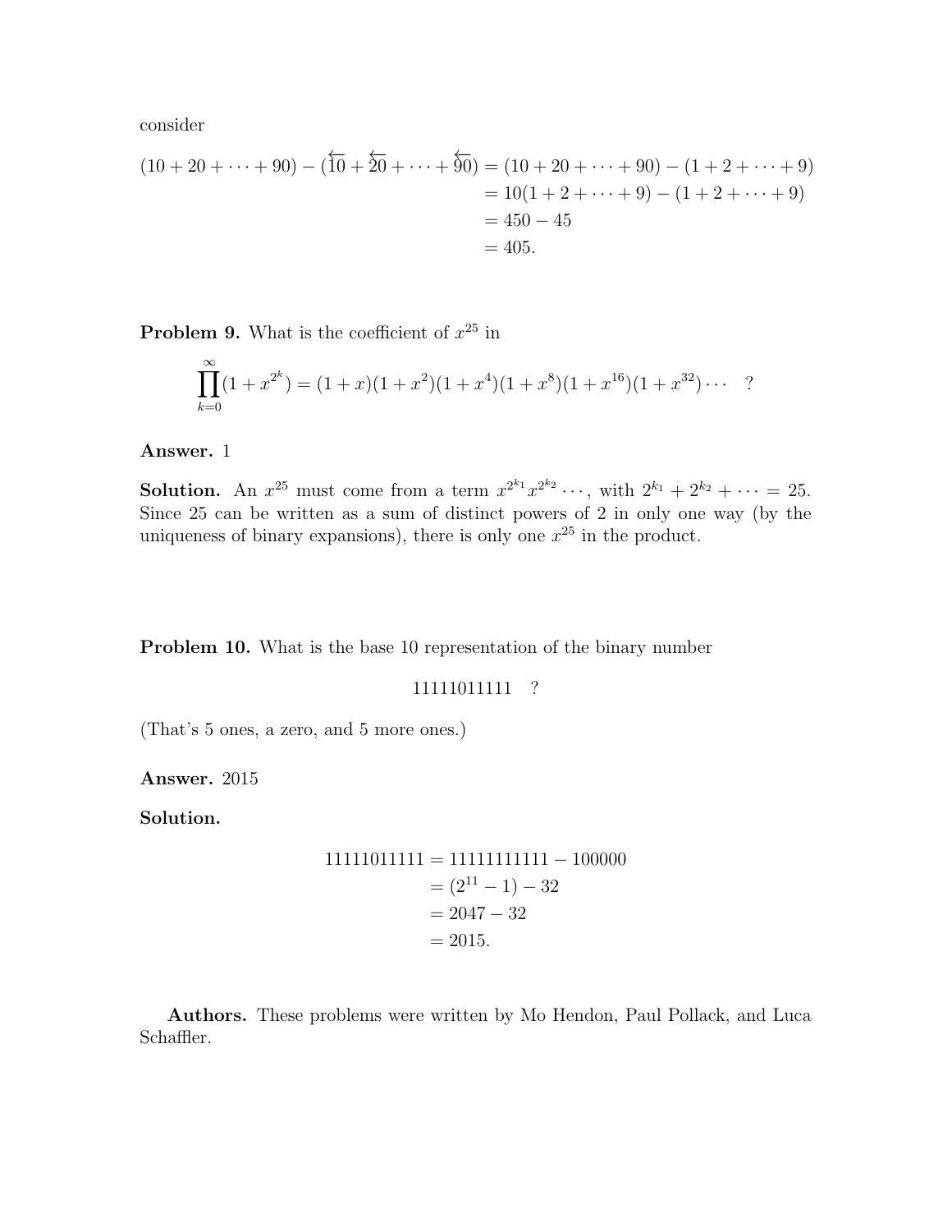consider

$$
\begin{aligned}
(10 + 20 + \cdots + 90) - (\overleftarrow{10} + \overleftarrow{20} + \cdots + \overleftarrow{90}) &= (10 + 20 + \cdots + 90) - (1 + 2 + \cdots + 9) \\
&= 10(1 + 2 + \cdots + 9) - (1 + 2 + \cdots + 9) \\
&= 450 - 45 \\
&= 405.
\end{aligned}
$$

**Problem 9.** What is the coefficient of $x^{25}$ in

$$
\prod_{k=0}^{\infty} (1 + x^{2^k}) = (1+x)(1+x^2)(1+x^4)(1+x^8)(1+x^{16})(1+x^{32}) \cdots \quad ?
$$

**Answer.** 1

**Solution.** An $x^{25}$ must come from a term $x^{2^{k_1}} x^{2^{k_2}} \cdots$, with $2^{k_1} + 2^{k_2} + \cdots = 25$. Since 25 can be written as a sum of distinct powers of 2 in only one way (by the uniqueness of binary expansions), there is only one $x^{25}$ in the product.

**Problem 10.** What is the base 10 representation of the binary number

$$
11111011111 \quad ?
$$

(That's 5 ones, a zero, and 5 more ones.)

**Answer.** 2015

**Solution.**

$$
\begin{aligned}
11111011111 &= 11111111111 - 100000 \\
&= (2^{11} - 1) - 32 \\
&= 2047 - 32 \\
&= 2015.
\end{aligned}
$$

**Authors.** These problems were written by Mo Hendon, Paul Pollack, and Luca Schaffler.